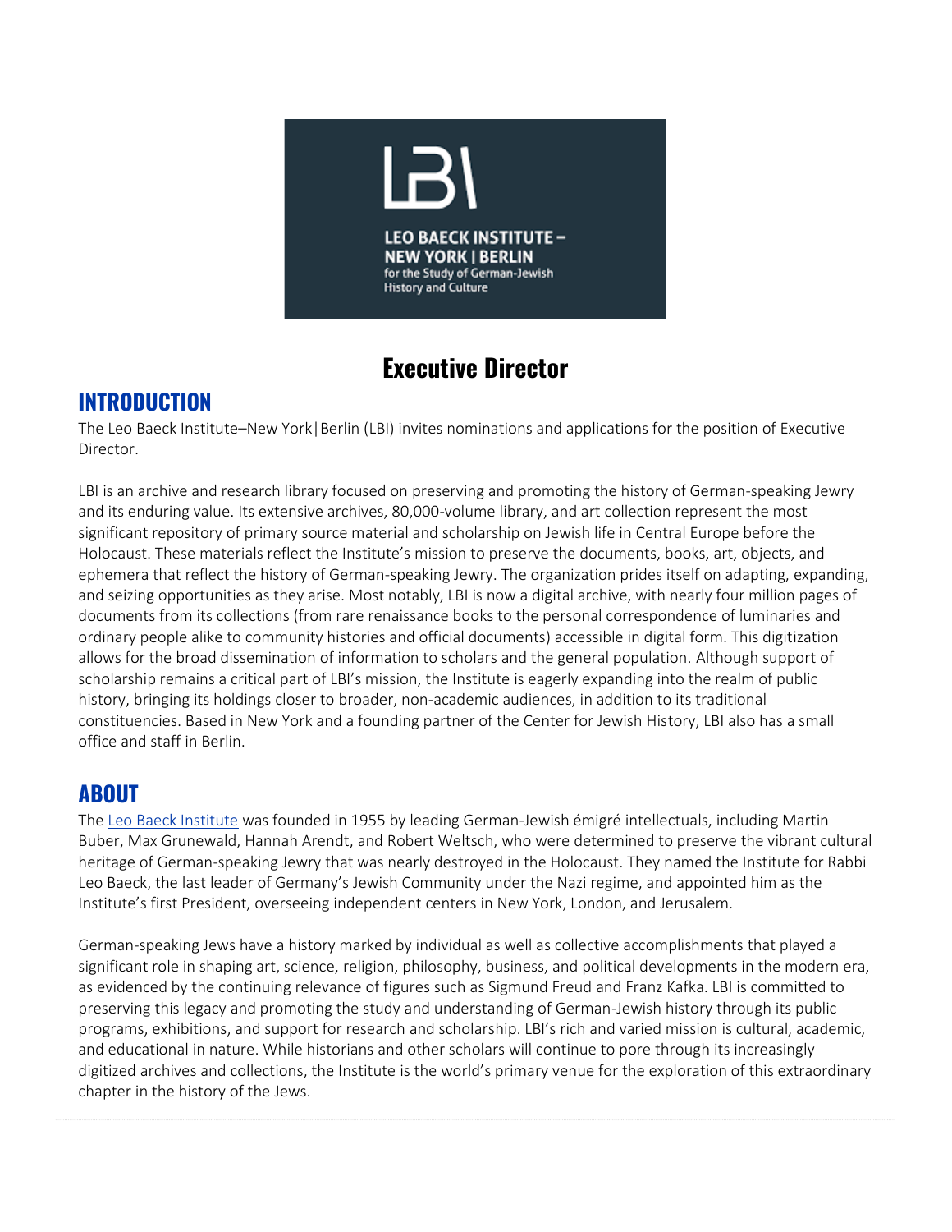# Executive Director

## INTRODUCTION

The Leo Baeck Institute–New York|Berlin (LBI) invites nominations and applications for the position of Executive Director.

LBI is an archive and research library focused on preserving and promoting the history of German-speaking Jewry and its enduring value. Its extensive archives, 80,000-volume library, and art collection represent the most significant repository of primary source material and scholarship on Jewish life in Central Europe before the Holocaust. These materials reflect the Institute's mission to preserve the documents, books, art, objects, and ephemera that reflect the history of German-speaking Jewry. The organization prides itself on adapting, expanding, and seizing opportunities as they arise. Most notably, LBI is now a digital archive, with nearly four million pages of documents from its collections (from rare renaissance books to the personal correspondence of luminaries and ordinary people alike to community histories and official documents) accessible in digital form. This digitization allows for the broad dissemination of information to scholars and the general population. Although support of scholarship remains a critical part of LBI's mission, the Institute is eagerly expanding into the realm of public history, bringing its holdings closer to broader, non-academic audiences, in addition to its traditional constituencies. Based in New York and a founding partner of the Center for Jewish History, LBI also has a small office and staff in Berlin.

## ABOUT

The Leo Baeck Institute was founded in 1955 by leading German-Jewish émigré intellectuals, including Martin Buber, Max Grunewald, Hannah Arendt, and Robert Weltsch, who were determined to preserve the vibrant cultural heritage of German-speaking Jewry that was nearly destroyed in the Holocaust. They named the Institute for Rabbi Leo Baeck, the last leader of Germany's Jewish Community under the Nazi regime, and appointed him as the Institute's first President, overseeing independent centers in New York, London, and Jerusalem.

German-speaking Jews have a history marked by individual as well as collective accomplishments that played a significant role in shaping art, science, religion, philosophy, business, and political developments in the modern era, as evidenced by the continuing relevance of figures such as Sigmund Freud and Franz Kafka. LBI is committed to preserving this legacy and promoting the study and understanding of German-Jewish history through its public programs, exhibitions, and support for research and scholarship. LBI's rich and varied mission is cultural, academic, and educational in nature. While historians and other scholars will continue to pore through its increasingly digitized archives and collections, the Institute is the world's primary venue for the exploration of this extraordinary chapter in the history of the Jews.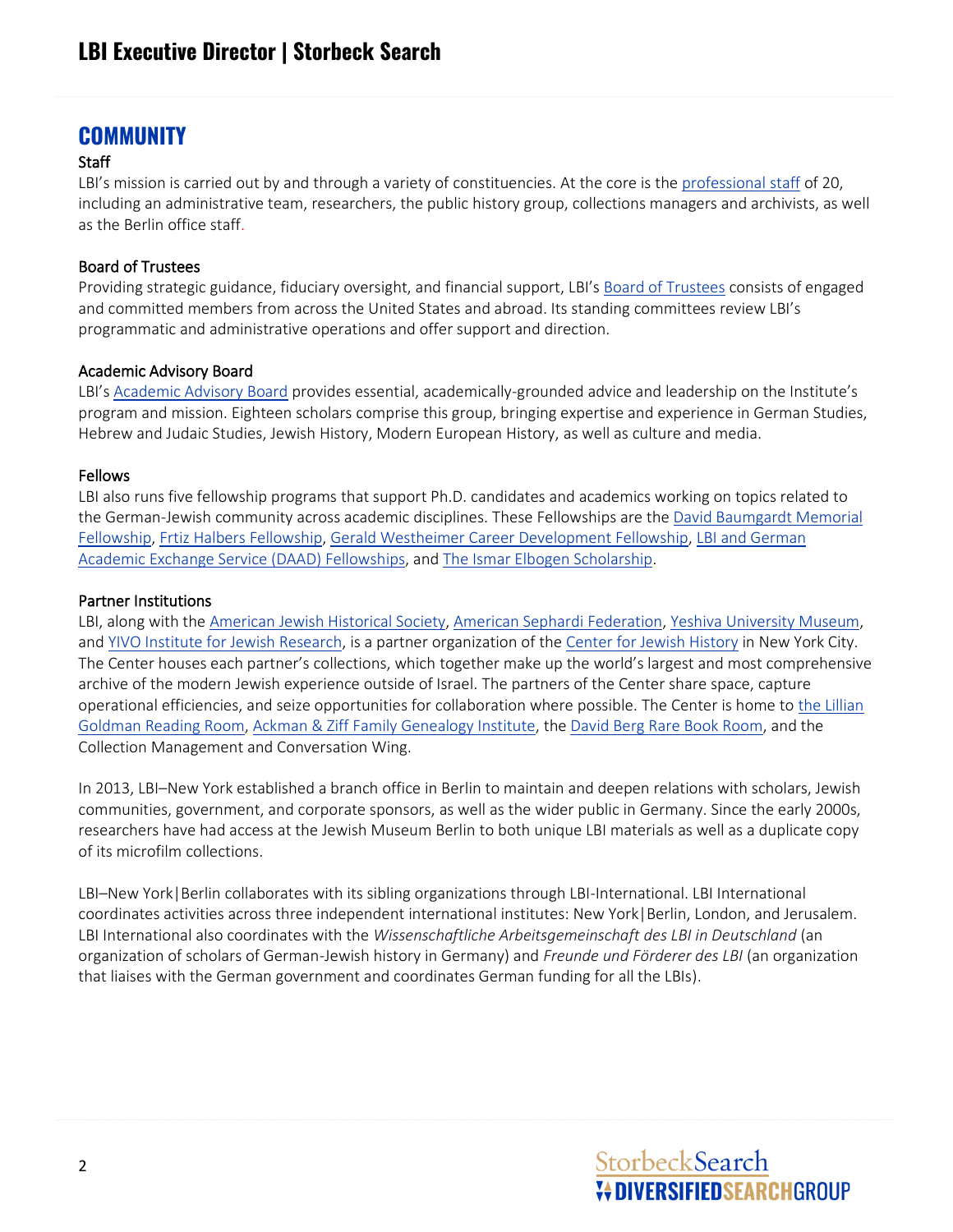## COMMUNITY

### Staff

LBI's mission is carried out by and through a variety of constituencies. At the core is the professional staff of 20, including an administrative team, researchers, the public history group, collections managers and archivists, as well as the Berlin office staff.

### Board of Trustees

Providing strategic guidance, fiduciary oversight, and financial support, LBI's Board of Trustees consists of engaged and committed members from across the United States and abroad. Its standing committees review LBI's programmatic and administrative operations and offer support and direction.

### Academic Advisory Board

LBI's Academic Advisory Board provides essential, academically-grounded advice and leadership on the Institute's program and mission. Eighteen scholars comprise this group, bringing expertise and experience in German Studies, Hebrew and Judaic Studies, Jewish History, Modern European History, as well as culture and media.

### Fellows

LBI also runs five fellowship programs that support Ph.D. candidates and academics working on topics related to the German-Jewish community across academic disciplines. These Fellowships are the David Baumgardt Memorial Fellowship, Frtiz Halbers Fellowship, Gerald Westheimer Career Development Fellowship, LBI and German Academic Exchange Service (DAAD) Fellowships, and The Ismar Elbogen Scholarship.

### Partner Institutions

LBI, along with the American Jewish Historical Society, American Sephardi Federation, Yeshiva University Museum, and YIVO Institute for Jewish Research, is a partner organization of the Center for Jewish History in New York City. The Center houses each partner's collections, which together make up the world's largest and most comprehensive archive of the modern Jewish experience outside of Israel. The partners of the Center share space, capture operational efficiencies, and seize opportunities for collaboration where possible. The Center is home to the Lillian Goldman Reading Room, Ackman & Ziff Family Genealogy Institute, the David Berg Rare Book Room, and the Collection Management and Conversation Wing.

In 2013, LBI–New York established a branch office in Berlin to maintain and deepen relations with scholars, Jewish communities, government, and corporate sponsors, as well as the wider public in Germany. Since the early 2000s, researchers have had access at the Jewish Museum Berlin to both unique LBI materials as well as a duplicate copy of its microfilm collections.

LBI–New York|Berlin collaborates with its sibling organizations through LBI-International. LBI International coordinates activities across three independent international institutes: New York|Berlin, London, and Jerusalem. LBI International also coordinates with the *Wissenschaftliche Arbeitsgemeinschaft des LBI in Deutschland* (an organization of scholars of German-Jewish history in Germany) and *Freunde und Förderer des LBI* (an organization that liaises with the German government and coordinates German funding for all the LBIs).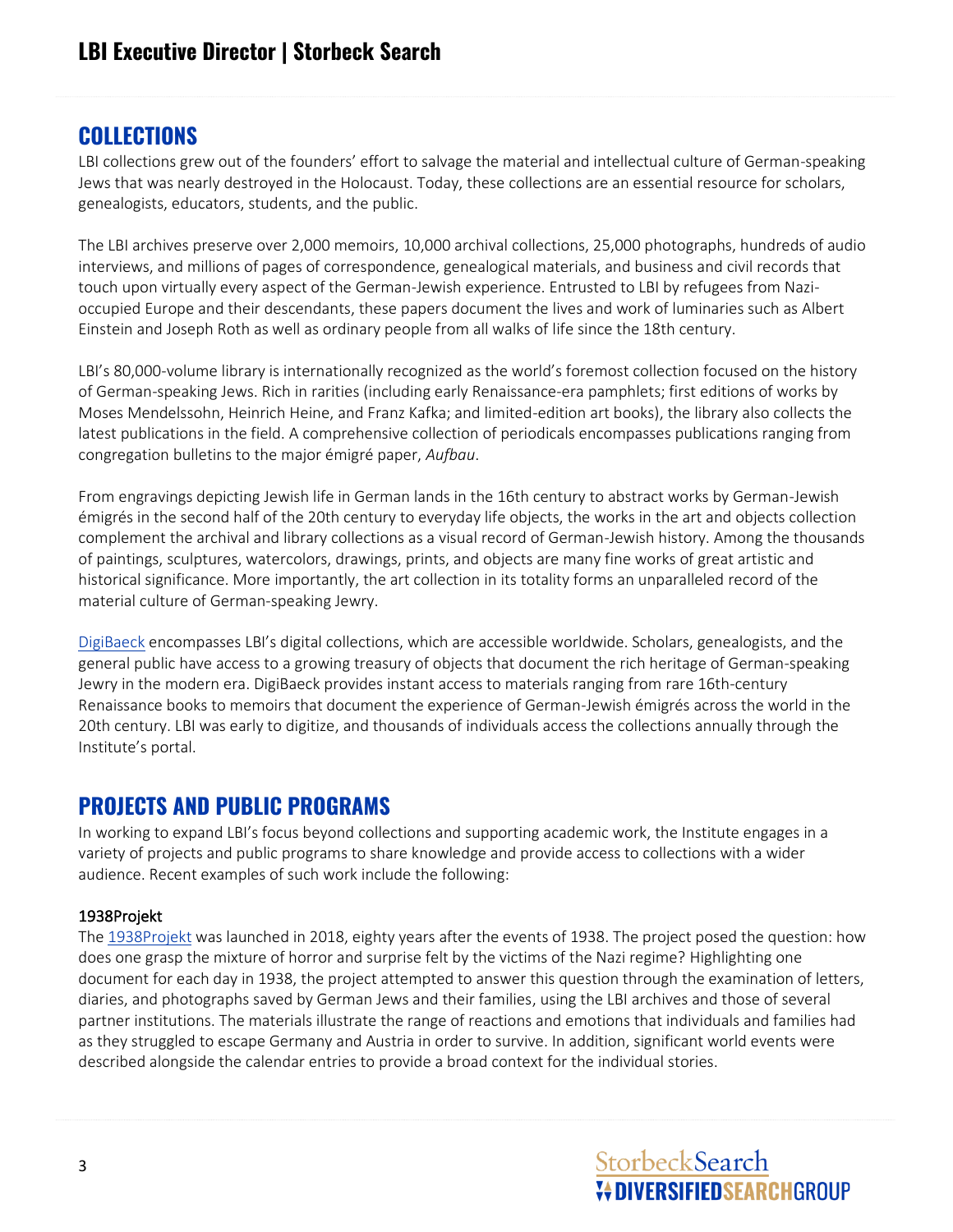## COLLECTIONS

LBI collections grew out of the founders' effort to salvage the material and intellectual culture of German-speaking Jews that was nearly destroyed in the Holocaust. Today, these collections are an essential resource for scholars, genealogists, educators, students, and the public.

The LBI archives preserve over 2,000 memoirs, 10,000 archival collections, 25,000 photographs, hundreds of audio interviews, and millions of pages of correspondence, genealogical materials, and business and civil records that touch upon virtually every aspect of the German-Jewish experience. Entrusted to LBI by refugees from Nazi-occupied Europe and their descendants, these papers document the lives and work of luminaries such as Albert Einstein and Joseph Roth as well as ordinary people from all walks of life since the 18th century.

LBI's 80,000-volume library is internationally recognized as the world's foremost collection focused on the history of German-speaking Jews. Rich in rarities (including early Renaissance-era pamphlets; first editions of works by Moses Mendelssohn, Heinrich Heine, and Franz Kafka; and limited-edition art books), the library also collects the latest publications in the field. A comprehensive collection of periodicals encompasses publications ranging from congregation bulletins to the major émigré paper, *Aufbau*.

From engravings depicting Jewish life in German lands in the 16th century to abstract works by German-Jewish émigrés in the second half of the 20th century to everyday life objects, the works in the art and objects collection complement the archival and library collections as a visual record of German-Jewish history. Among the thousands of paintings, sculptures, watercolors, drawings, prints, and objects are many fine works of great artistic and historical significance. More importantly, the art collection in its totality forms an unparalleled record of the material culture of German-speaking Jewry.

DigiBaeck encompasses LBI's digital collections, which are accessible worldwide. Scholars, genealogists, and the general public have access to a growing treasury of objects that document the rich heritage of German-speaking Jewry in the modern era. DigiBaeck provides instant access to materials ranging from rare 16th-century Renaissance books to memoirs that document the experience of German-Jewish émigrés across the world in the 20th century. LBI was early to digitize, and thousands of individuals access the collections annually through the Institute's portal.

## PROJECTS AND PUBLIC PROGRAMS

In working to expand LBI's focus beyond collections and supporting academic work, the Institute engages in a variety of projects and public programs to share knowledge and provide access to collections with a wider audience. Recent examples of such work include the following:

### 1938Projekt

The 1938Projekt was launched in 2018, eighty years after the events of 1938. The project posed the question: how does one grasp the mixture of horror and surprise felt by the victims of the Nazi regime? Highlighting one document for each day in 1938, the project attempted to answer this question through the examination of letters, diaries, and photographs saved by German Jews and their families, using the LBI archives and those of several partner institutions. The materials illustrate the range of reactions and emotions that individuals and families had as they struggled to escape Germany and Austria in order to survive. In addition, significant world events were described alongside the calendar entries to provide a broad context for the individual stories.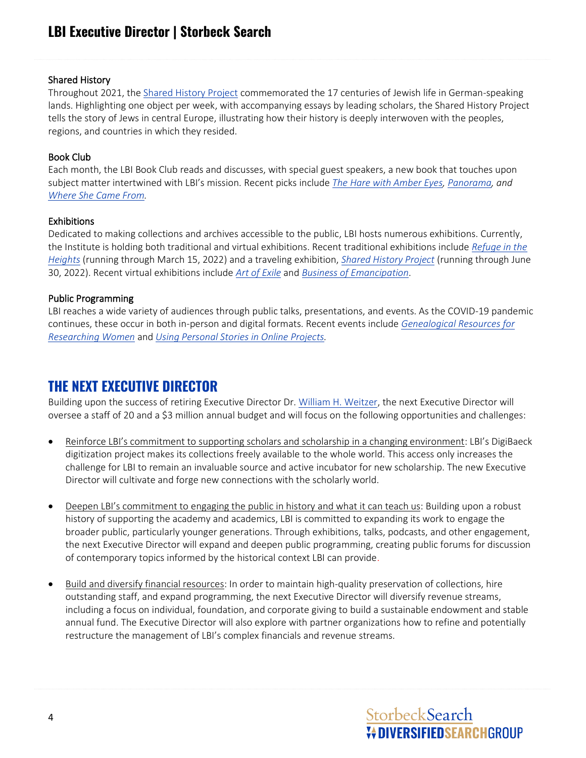### Shared History

Throughout 2021, the Shared History Project commemorated the 17 centuries of Jewish life in German-speaking lands. Highlighting one object per week, with accompanying essays by leading scholars, the Shared History Project tells the story of Jews in central Europe, illustrating how their history is deeply interwoven with the peoples, regions, and countries in which they resided.

### Book Club

Each month, the LBI Book Club reads and discusses, with special guest speakers, a new book that touches upon subject matter intertwined with LBI's mission. Recent picks include *The Hare with Amber Eyes*, *Panorama*, *and Where She Came From.*

### Exhibitions

Dedicated to making collections and archives accessible to the public, LBI hosts numerous exhibitions. Currently, the Institute is holding both traditional and virtual exhibitions. Recent traditional exhibitions include *Refuge in the Heights* (running through March 15, 2022) and a traveling exhibition, *Shared History Project* (running through June 30, 2022). Recent virtual exhibitions include *Art of Exile* and *Business of Emancipation*.

### Public Programming

LBI reaches a wide variety of audiences through public talks, presentations, and events. As the COVID-19 pandemic continues, these occur in both in-person and digital formats. Recent events include *Genealogical Resources for Researching Women* and *Using Personal Stories in Online Projects.*

## THE NEXT EXECUTIVE DIRECTOR

Building upon the success of retiring Executive Director Dr. William H. Weitzer, the next Executive Director will oversee a staff of 20 and a $3 million annual budget and will focus on the following opportunities and challenges:

- Reinforce LBI's commitment to supporting scholars and scholarship in a changing environment: LBI's DigiBaeck digitization project makes its collections freely available to the whole world. This access only increases the challenge for LBI to remain an invaluable source and active incubator for new scholarship. The new Executive Director will cultivate and forge new connections with the scholarly world.

- Deepen LBI's commitment to engaging the public in history and what it can teach us: Building upon a robust history of supporting the academy and academics, LBI is committed to expanding its work to engage the broader public, particularly younger generations. Through exhibitions, talks, podcasts, and other engagement, the next Executive Director will expand and deepen public programming, creating public forums for discussion of contemporary topics informed by the historical context LBI can provide.

- Build and diversify financial resources: In order to maintain high-quality preservation of collections, hire outstanding staff, and expand programming, the next Executive Director will diversify revenue streams, including a focus on individual, foundation, and corporate giving to build a sustainable endowment and stable annual fund. The Executive Director will also explore with partner organizations how to refine and potentially restructure the management of LBI's complex financials and revenue streams.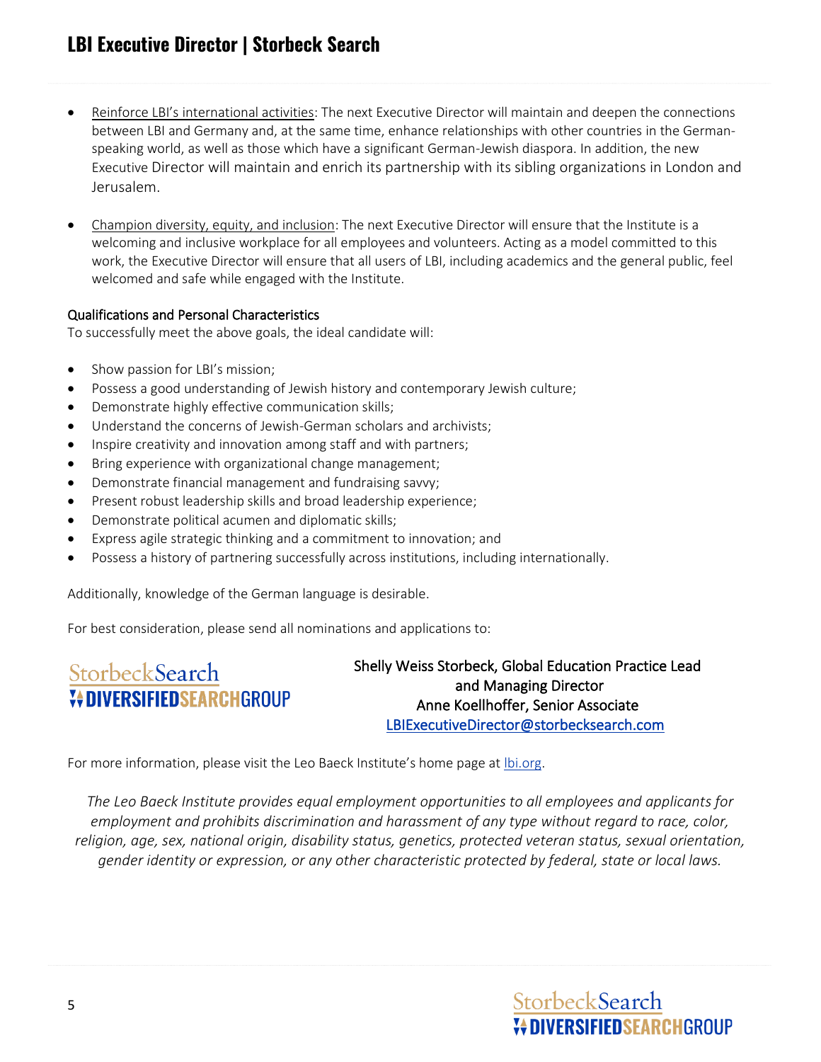- Reinforce LBI's international activities: The next Executive Director will maintain and deepen the connections between LBI and Germany and, at the same time, enhance relationships with other countries in the German-speaking world, as well as those which have a significant German-Jewish diaspora. In addition, the new Executive Director will maintain and enrich its partnership with its sibling organizations in London and Jerusalem.

- Champion diversity, equity, and inclusion: The next Executive Director will ensure that the Institute is a welcoming and inclusive workplace for all employees and volunteers. Acting as a model committed to this work, the Executive Director will ensure that all users of LBI, including academics and the general public, feel welcomed and safe while engaged with the Institute.

### Qualifications and Personal Characteristics

To successfully meet the above goals, the ideal candidate will:

- Show passion for LBI's mission;
- Possess a good understanding of Jewish history and contemporary Jewish culture;
- Demonstrate highly effective communication skills;
- Understand the concerns of Jewish-German scholars and archivists;
- Inspire creativity and innovation among staff and with partners;
- Bring experience with organizational change management;
- Demonstrate financial management and fundraising savvy;
- Present robust leadership skills and broad leadership experience;
- Demonstrate political acumen and diplomatic skills;
- Express agile strategic thinking and a commitment to innovation; and
- Possess a history of partnering successfully across institutions, including internationally.

Additionally, knowledge of the German language is desirable.

For best consideration, please send all nominations and applications to:

StorbeckSearch
DIVERSIFIEDSEARCHGROUP

Shelly Weiss Storbeck, Global Education Practice Lead and Managing Director
Anne Koellhoffer, Senior Associate
LBIExecutiveDirector@storbecksearch.com

For more information, please visit the Leo Baeck Institute's home page at lbi.org.

*The Leo Baeck Institute provides equal employment opportunities to all employees and applicants for employment and prohibits discrimination and harassment of any type without regard to race, color, religion, age, sex, national origin, disability status, genetics, protected veteran status, sexual orientation, gender identity or expression, or any other characteristic protected by federal, state or local laws.*